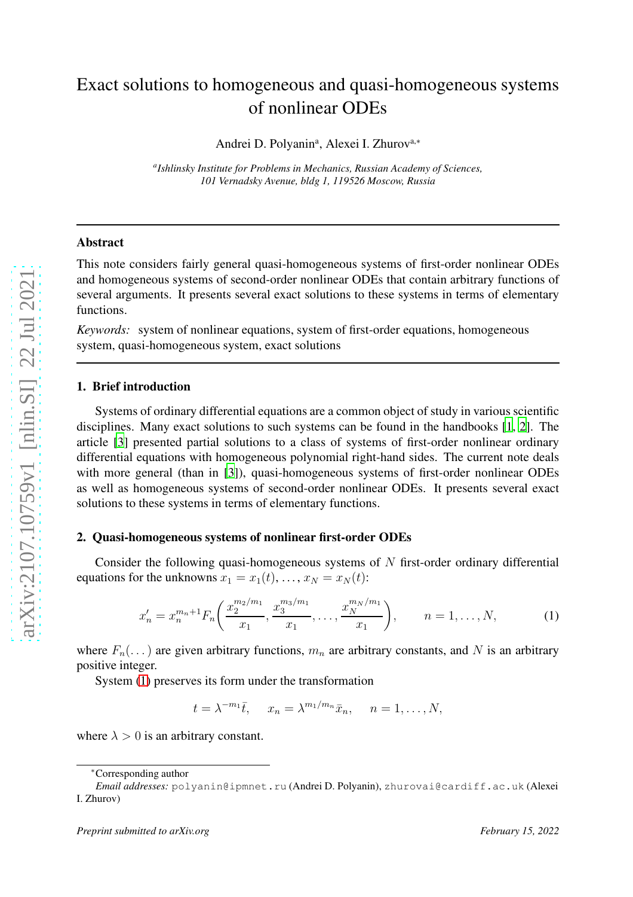# Exact solutions to homogeneous and quasi-homogeneous systems of nonlinear ODEs

Andrei D. Polyanin[a], Alexei I. Zhurov[a,*]

[a]*Ishlinsky Institute for Problems in Mechanics, Russian Academy of Sciences, 101 Vernadsky Avenue, bldg 1, 119526 Moscow, Russia*

---

## Abstract

This note considers fairly general quasi-homogeneous systems of first-order nonlinear ODEs and homogeneous systems of second-order nonlinear ODEs that contain arbitrary functions of several arguments. It presents several exact solutions to these systems in terms of elementary functions.

*Keywords:* system of nonlinear equations, system of first-order equations, homogeneous system, quasi-homogeneous system, exact solutions

---

## 1. Brief introduction

Systems of ordinary differential equations are a common object of study in various scientific disciplines. Many exact solutions to such systems can be found in the handbooks [1, 2]. The article [3] presented partial solutions to a class of systems of first-order nonlinear ordinary differential equations with homogeneous polynomial right-hand sides. The current note deals with more general (than in [3]), quasi-homogeneous systems of first-order nonlinear ODEs as well as homogeneous systems of second-order nonlinear ODEs. It presents several exact solutions to these systems in terms of elementary functions.

## 2. Quasi-homogeneous systems of nonlinear first-order ODEs

Consider the following quasi-homogeneous systems of $N$ first-order ordinary differential equations for the unknowns $x_1 = x_1(t), \ldots, x_N = x_N(t)$:

$$x_n' = x_n^{m_n+1} F_n\left(\frac{x_2^{m_2/m_1}}{x_1}, \frac{x_3^{m_3/m_1}}{x_1}, \ldots, \frac{x_N^{m_N/m_1}}{x_1}\right), \qquad n = 1, \ldots, N, \tag{1}$$

where $F_n(\ldots)$ are given arbitrary functions, $m_n$ are arbitrary constants, and $N$ is an arbitrary positive integer.

System (1) preserves its form under the transformation

$$t = \lambda^{-m_1} \bar{t}, \quad x_n = \lambda^{m_1/m_n} \bar{x}_n, \quad n = 1, \ldots, N,$$

where $\lambda > 0$ is an arbitrary constant.

---

*Corresponding author

*Email addresses:* polyanin@ipmnet.ru (Andrei D. Polyanin), zhurovai@cardiff.ac.uk (Alexei I. Zhurov)

*Preprint submitted to arXiv.org* *February 15, 2022*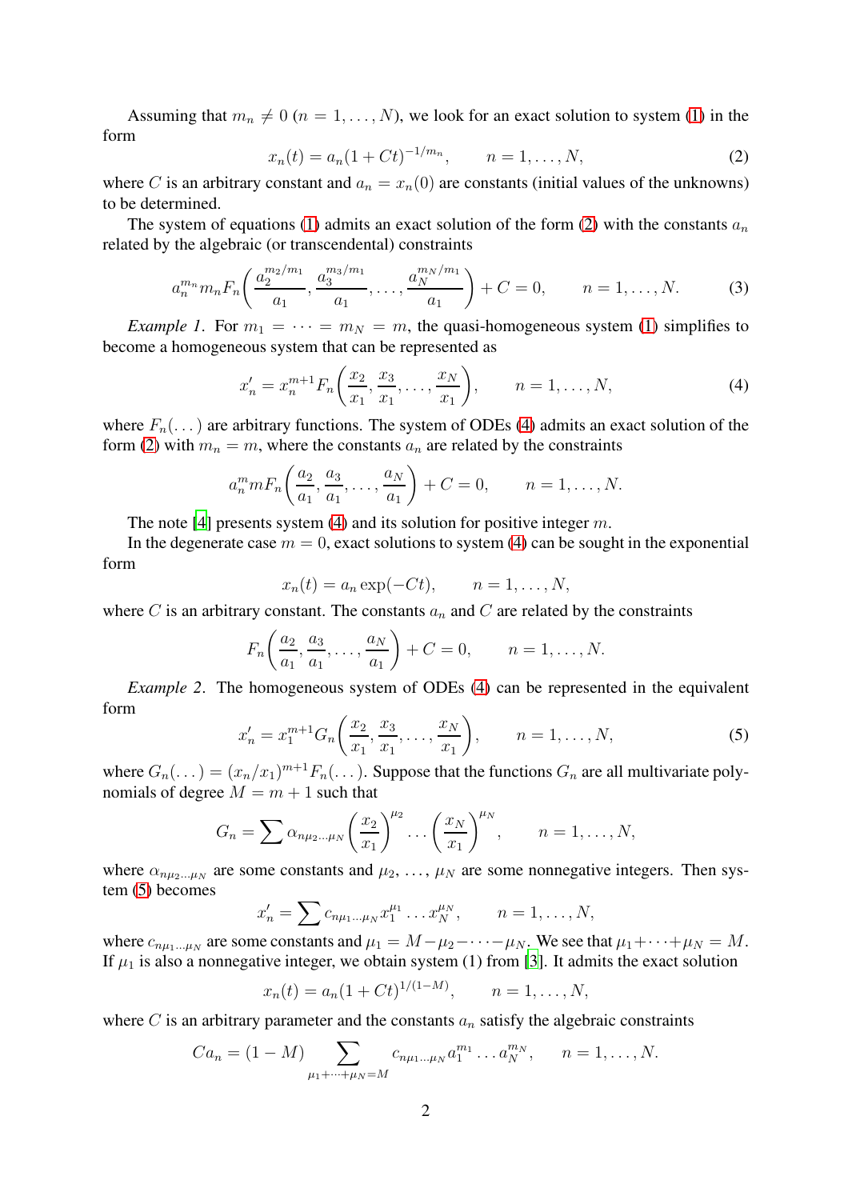Assuming that $m_n \neq 0$ ($n = 1, \dots, N$), we look for an exact solution to system (1) in the form

$$x_n(t) = a_n(1 + Ct)^{-1/m_n}, \qquad n = 1, \dots, N, \tag{2}$$

where $C$ is an arbitrary constant and $a_n = x_n(0)$ are constants (initial values of the unknowns) to be determined.

The system of equations (1) admits an exact solution of the form (2) with the constants $a_n$ related by the algebraic (or transcendental) constraints

$$a_n^{m_n} m_n F_n\left(\frac{a_2^{m_2/m_1}}{a_1}, \frac{a_3^{m_3/m_1}}{a_1}, \dots, \frac{a_N^{m_N/m_1}}{a_1}\right) + C = 0, \qquad n = 1, \dots, N. \tag{3}$$

*Example 1*. For $m_1 = \dots = m_N = m$, the quasi-homogeneous system (1) simplifies to become a homogeneous system that can be represented as

$$x_n' = x_n^{m+1} F_n\left(\frac{x_2}{x_1}, \frac{x_3}{x_1}, \dots, \frac{x_N}{x_1}\right), \qquad n = 1, \dots, N, \tag{4}$$

where $F_n(\dots)$ are arbitrary functions. The system of ODEs (4) admits an exact solution of the form (2) with $m_n = m$, where the constants $a_n$ are related by the constraints

$$a_n^m m F_n\left(\frac{a_2}{a_1}, \frac{a_3}{a_1}, \dots, \frac{a_N}{a_1}\right) + C = 0, \qquad n = 1, \dots, N.$$

The note [4] presents system (4) and its solution for positive integer $m$.

In the degenerate case $m = 0$, exact solutions to system (4) can be sought in the exponential form

$$x_n(t) = a_n \exp(-Ct), \qquad n = 1, \dots, N,$$

where $C$ is an arbitrary constant. The constants $a_n$ and $C$ are related by the constraints

$$F_n\left(\frac{a_2}{a_1}, \frac{a_3}{a_1}, \dots, \frac{a_N}{a_1}\right) + C = 0, \qquad n = 1, \dots, N.$$

*Example 2*. The homogeneous system of ODEs (4) can be represented in the equivalent form

$$x_n' = x_1^{m+1} G_n\left(\frac{x_2}{x_1}, \frac{x_3}{x_1}, \dots, \frac{x_N}{x_1}\right), \qquad n = 1, \dots, N, \tag{5}$$

where $G_n(\dots) = (x_n/x_1)^{m+1} F_n(\dots)$. Suppose that the functions $G_n$ are all multivariate polynomials of degree $M = m + 1$ such that

$$G_n = \sum \alpha_{n\mu_2 \dots \mu_N} \left(\frac{x_2}{x_1}\right)^{\mu_2} \dots \left(\frac{x_N}{x_1}\right)^{\mu_N}, \qquad n = 1, \dots, N,$$

where $\alpha_{n\mu_2 \dots \mu_N}$ are some constants and $\mu_2, \dots, \mu_N$ are some nonnegative integers. Then system (5) becomes

$$x_n' = \sum c_{n\mu_1 \dots \mu_N} x_1^{\mu_1} \dots x_N^{\mu_N}, \qquad n = 1, \dots, N,$$

where $c_{n\mu_1 \dots \mu_N}$ are some constants and $\mu_1 = M - \mu_2 - \dots - \mu_N$. We see that $\mu_1 + \dots + \mu_N = M$. If $\mu_1$ is also a nonnegative integer, we obtain system (1) from [3]. It admits the exact solution

$$x_n(t) = a_n(1 + Ct)^{1/(1-M)}, \qquad n = 1, \dots, N,$$

where $C$ is an arbitrary parameter and the constants $a_n$ satisfy the algebraic constraints

$$Ca_n = (1 - M) \sum_{\mu_1 + \dots + \mu_N = M} c_{n\mu_1 \dots \mu_N} a_1^{m_1} \dots a_N^{m_N}, \qquad n = 1, \dots, N.$$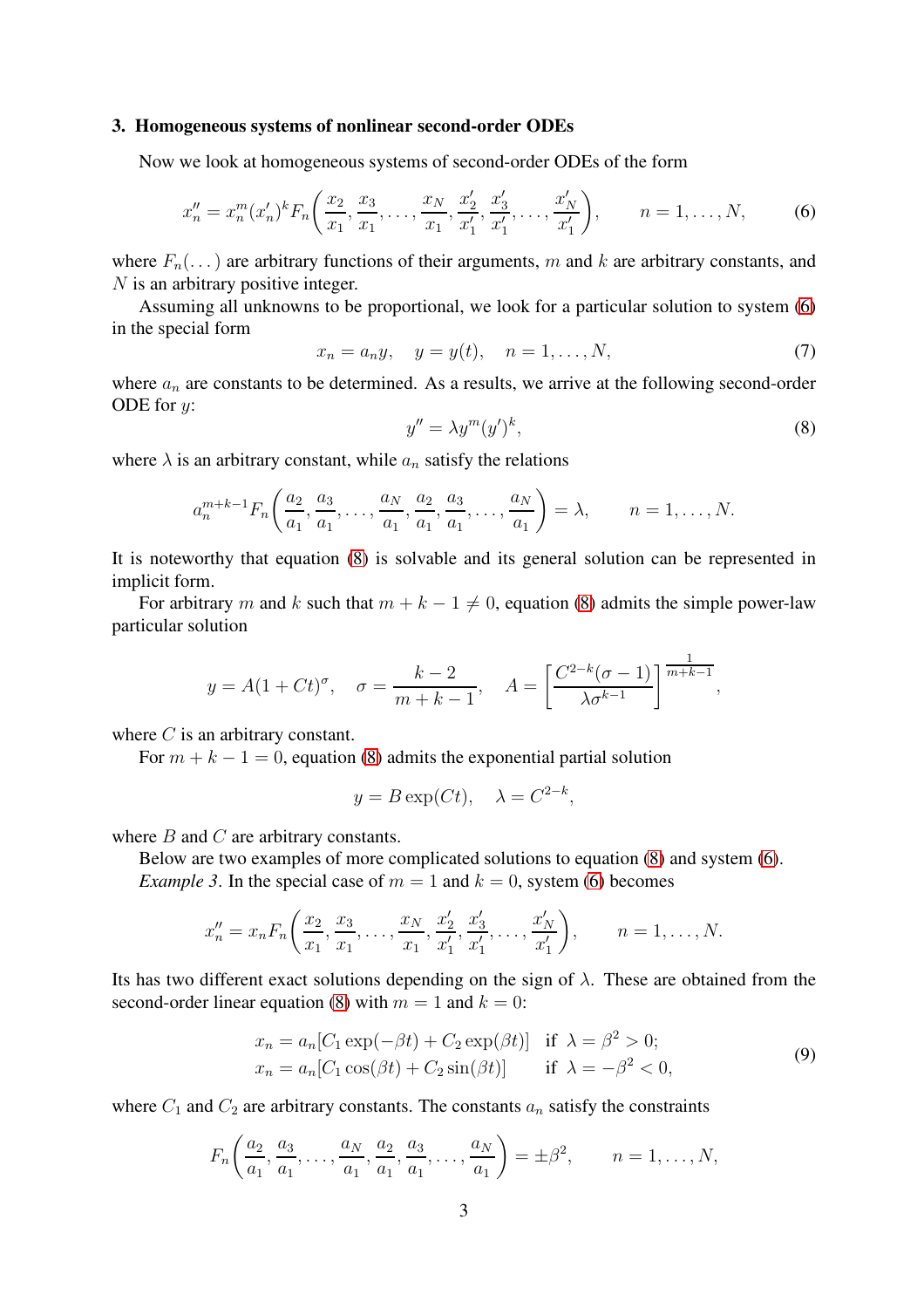### 3. Homogeneous systems of nonlinear second-order ODEs

Now we look at homogeneous systems of second-order ODEs of the form

$$x_n'' = x_n^m (x_n')^k F_n\left(\frac{x_2}{x_1}, \frac{x_3}{x_1}, \dots, \frac{x_N}{x_1}, \frac{x_2'}{x_1'}, \frac{x_3'}{x_1'}, \dots, \frac{x_N'}{x_1'}\right), \qquad n = 1, \dots, N, \tag{6}$$

where $F_n(\dots)$ are arbitrary functions of their arguments, $m$ and $k$ are arbitrary constants, and $N$ is an arbitrary positive integer.

Assuming all unknowns to be proportional, we look for a particular solution to system (6) in the special form

$$x_n = a_n y, \quad y = y(t), \quad n = 1, \dots, N, \tag{7}$$

where $a_n$ are constants to be determined. As a results, we arrive at the following second-order ODE for $y$:

$$y'' = \lambda y^m (y')^k, \tag{8}$$

where $\lambda$ is an arbitrary constant, while $a_n$ satisfy the relations

$$a_n^{m+k-1} F_n\left(\frac{a_2}{a_1}, \frac{a_3}{a_1}, \dots, \frac{a_N}{a_1}, \frac{a_2}{a_1}, \frac{a_3}{a_1}, \dots, \frac{a_N}{a_1}\right) = \lambda, \qquad n = 1, \dots, N.$$

It is noteworthy that equation (8) is solvable and its general solution can be represented in implicit form.

For arbitrary $m$ and $k$ such that $m + k - 1 \neq 0$, equation (8) admits the simple power-law particular solution

$$y = A(1 + Ct)^\sigma, \quad \sigma = \frac{k-2}{m+k-1}, \quad A = \left[\frac{C^{2-k}(\sigma - 1)}{\lambda \sigma^{k-1}}\right]^{\frac{1}{m+k-1}},$$

where $C$ is an arbitrary constant.

For $m + k - 1 = 0$, equation (8) admits the exponential partial solution

$$y = B \exp(Ct), \quad \lambda = C^{2-k},$$

where $B$ and $C$ are arbitrary constants.

Below are two examples of more complicated solutions to equation (8) and system (6).

*Example 3*. In the special case of $m = 1$ and $k = 0$, system (6) becomes

$$x_n'' = x_n F_n\left(\frac{x_2}{x_1}, \frac{x_3}{x_1}, \dots, \frac{x_N}{x_1}, \frac{x_2'}{x_1'}, \frac{x_3'}{x_1'}, \dots, \frac{x_N'}{x_1'}\right), \qquad n = 1, \dots, N.$$

Its has two different exact solutions depending on the sign of $\lambda$. These are obtained from the second-order linear equation (8) with $m = 1$ and $k = 0$:

$$\begin{aligned} x_n &= a_n[C_1 \exp(-\beta t) + C_2 \exp(\beta t)] \quad \text{if } \lambda = \beta^2 > 0; \\ x_n &= a_n[C_1 \cos(\beta t) + C_2 \sin(\beta t)] \quad \text{if } \lambda = -\beta^2 < 0, \end{aligned} \tag{9}$$

where $C_1$ and $C_2$ are arbitrary constants. The constants $a_n$ satisfy the constraints

$$F_n\left(\frac{a_2}{a_1}, \frac{a_3}{a_1}, \dots, \frac{a_N}{a_1}, \frac{a_2}{a_1}, \frac{a_3}{a_1}, \dots, \frac{a_N}{a_1}\right) = \pm\beta^2, \qquad n = 1, \dots, N,$$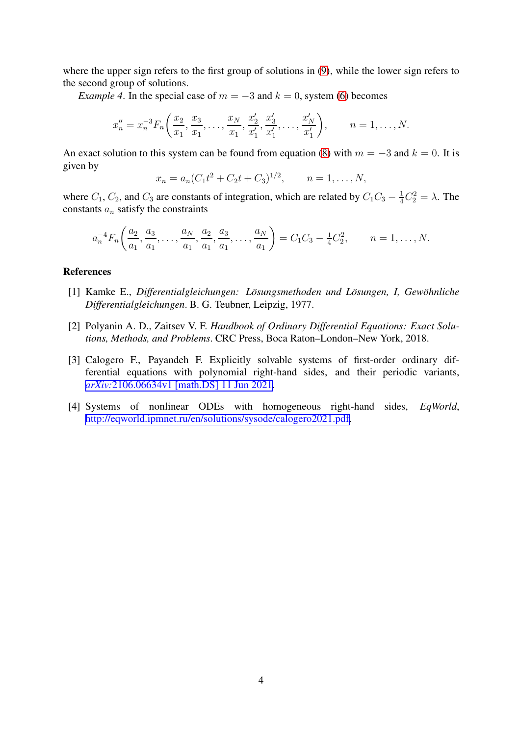where the upper sign refers to the first group of solutions in (9), while the lower sign refers to the second group of solutions.

*Example 4*. In the special case of $m = -3$ and $k = 0$, system (6) becomes

$$x_n'' = x_n^{-3} F_n\left(\frac{x_2}{x_1}, \frac{x_3}{x_1}, \dots, \frac{x_N}{x_1}, \frac{x_2'}{x_1'}, \frac{x_3'}{x_1'}, \dots, \frac{x_N'}{x_1'}\right), \qquad n = 1, \dots, N.$$

An exact solution to this system can be found from equation (8) with $m = -3$ and $k = 0$. It is given by

$$x_n = a_n (C_1 t^2 + C_2 t + C_3)^{1/2}, \qquad n = 1, \dots, N,$$

where $C_1$, $C_2$, and $C_3$ are constants of integration, which are related by $C_1 C_3 - \frac{1}{4} C_2^2 = \lambda$. The constants $a_n$ satisfy the constraints

$$a_n^{-4} F_n\left(\frac{a_2}{a_1}, \frac{a_3}{a_1}, \dots, \frac{a_N}{a_1}, \frac{a_2}{a_1}, \frac{a_3}{a_1}, \dots, \frac{a_N}{a_1}\right) = C_1 C_3 - \tfrac{1}{4} C_2^2, \qquad n = 1, \dots, N.$$

## References

[1] Kamke E., *Differentialgleichungen: Lösungsmethoden und Lösungen, I, Gewöhnliche Differentialgleichungen*. B. G. Teubner, Leipzig, 1977.

[2] Polyanin A. D., Zaitsev V. F. *Handbook of Ordinary Differential Equations: Exact Solutions, Methods, and Problems*. CRC Press, Boca Raton–London–New York, 2018.

[3] Calogero F., Payandeh F. Explicitly solvable systems of first-order ordinary differential equations with polynomial right-hand sides, and their periodic variants, *arXiv:*2106.06634v1 [math.DS] 11 Jun 2021.

[4] Systems of nonlinear ODEs with homogeneous right-hand sides, *EqWorld*, http://eqworld.ipmnet.ru/en/solutions/sysode/calogero2021.pdf.